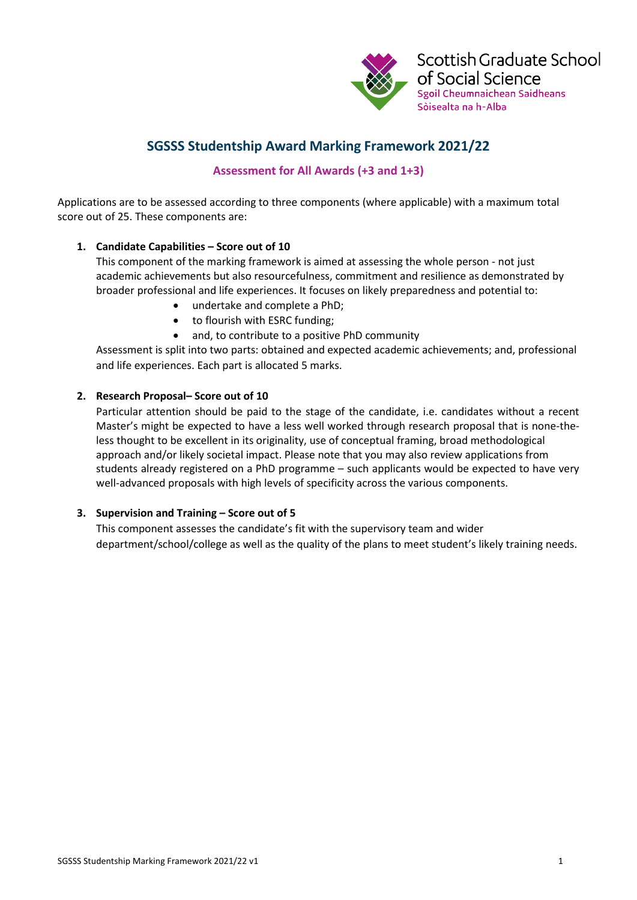Scottish Graduate School of Social Science
Sgoil Cheumnaichean Saidheans Sòisealta na h-Alba

# SGSSS Studentship Award Marking Framework 2021/22

## Assessment for All Awards (+3 and 1+3)

Applications are to be assessed according to three components (where applicable) with a maximum total score out of 25. These components are:

1. **Candidate Capabilities – Score out of 10**
   This component of the marking framework is aimed at assessing the whole person - not just academic achievements but also resourcefulness, commitment and resilience as demonstrated by broader professional and life experiences. It focuses on likely preparedness and potential to:
   - undertake and complete a PhD;
   - to flourish with ESRC funding;
   - and, to contribute to a positive PhD community

   Assessment is split into two parts: obtained and expected academic achievements; and, professional and life experiences. Each part is allocated 5 marks.

2. **Research Proposal– Score out of 10**
   Particular attention should be paid to the stage of the candidate, i.e. candidates without a recent Master's might be expected to have a less well worked through research proposal that is none-the-less thought to be excellent in its originality, use of conceptual framing, broad methodological approach and/or likely societal impact. Please note that you may also review applications from students already registered on a PhD programme – such applicants would be expected to have very well-advanced proposals with high levels of specificity across the various components.

3. **Supervision and Training – Score out of 5**
   This component assesses the candidate's fit with the supervisory team and wider department/school/college as well as the quality of the plans to meet student's likely training needs.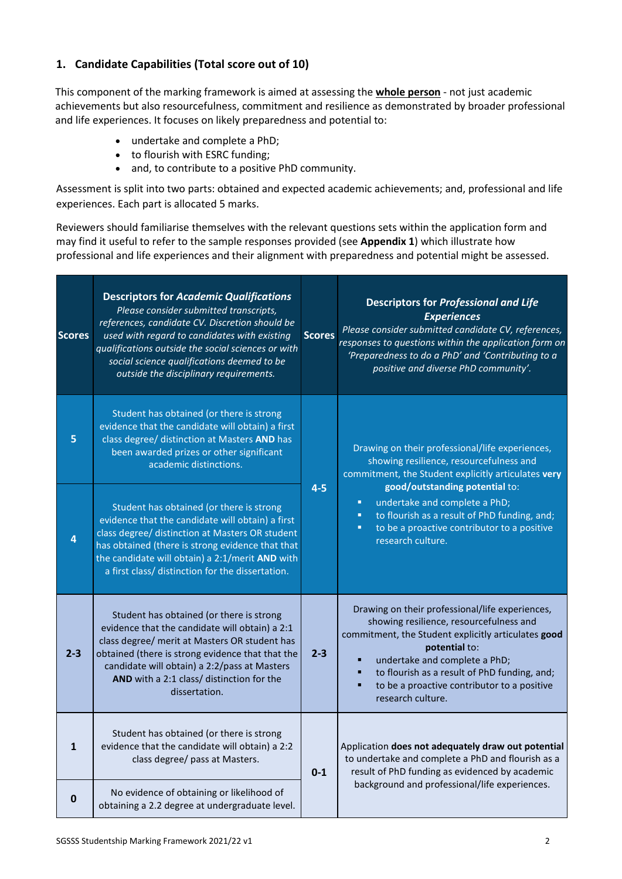## 1. Candidate Capabilities (Total score out of 10)

This component of the marking framework is aimed at assessing the **whole person** - not just academic achievements but also resourcefulness, commitment and resilience as demonstrated by broader professional and life experiences. It focuses on likely preparedness and potential to:

- undertake and complete a PhD;
- to flourish with ESRC funding;
- and, to contribute to a positive PhD community.

Assessment is split into two parts: obtained and expected academic achievements; and, professional and life experiences. Each part is allocated 5 marks.

Reviewers should familiarise themselves with the relevant questions sets within the application form and may find it useful to refer to the sample responses provided (see **Appendix 1**) which illustrate how professional and life experiences and their alignment with preparedness and potential might be assessed.

| Scores | **Descriptors for *Academic Qualifications***<br>*Please consider submitted transcripts, references, candidate CV. Discretion should be used with regard to candidates with existing qualifications outside the social sciences or with social science qualifications deemed to be outside the disciplinary requirements.* | Scores | **Descriptors for *Professional and Life Experiences***<br>*Please consider submitted candidate CV, references, responses to questions within the application form on 'Preparedness to do a PhD' and 'Contributing to a positive and diverse PhD community'.* |
|---|---|---|---|
| 5 | Student has obtained (or there is strong evidence that the candidate will obtain) a first class degree/ distinction at Masters **AND** has been awarded prizes or other significant academic distinctions. | 4-5 | Drawing on their professional/life experiences, showing resilience, resourcefulness and commitment, the Student explicitly articulates **very good/outstanding potential** to:<br>▪ undertake and complete a PhD;<br>▪ to flourish as a result of PhD funding, and;<br>▪ to be a proactive contributor to a positive research culture. |
| 4 | Student has obtained (or there is strong evidence that the candidate will obtain) a first class degree/ distinction at Masters OR student has obtained (there is strong evidence that that the candidate will obtain) a 2:1/merit **AND** with a first class/ distinction for the dissertation. | | |
| 2-3 | Student has obtained (or there is strong evidence that the candidate will obtain) a 2:1 class degree/ merit at Masters OR student has obtained (there is strong evidence that that the candidate will obtain) a 2:2/pass at Masters **AND** with a 2:1 class/ distinction for the dissertation. | 2-3 | Drawing on their professional/life experiences, showing resilience, resourcefulness and commitment, the Student explicitly articulates **good potential** to:<br>▪ undertake and complete a PhD;<br>▪ to flourish as a result of PhD funding, and;<br>▪ to be a proactive contributor to a positive research culture. |
| 1 | Student has obtained (or there is strong evidence that the candidate will obtain) a 2:2 class degree/ pass at Masters. | 0-1 | Application **does not adequately draw out potential** to undertake and complete a PhD and flourish as a result of PhD funding as evidenced by academic background and professional/life experiences. |
| 0 | No evidence of obtaining or likelihood of obtaining a 2.2 degree at undergraduate level. | | |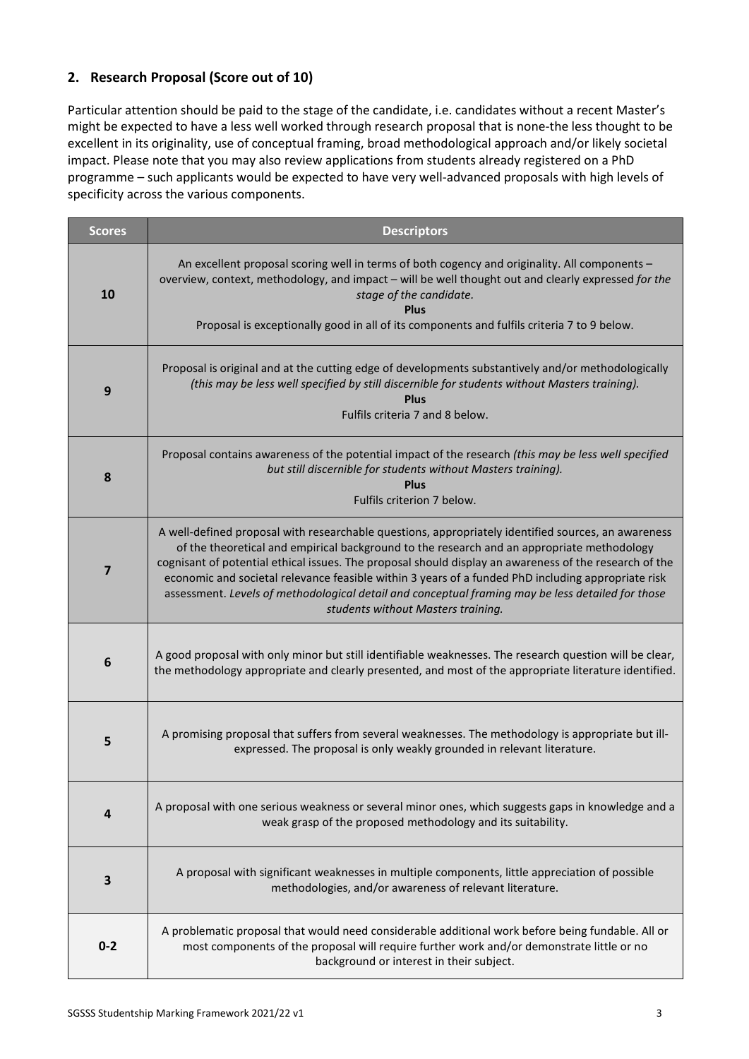## 2. Research Proposal (Score out of 10)

Particular attention should be paid to the stage of the candidate, i.e. candidates without a recent Master's might be expected to have a less well worked through research proposal that is none-the less thought to be excellent in its originality, use of conceptual framing, broad methodological approach and/or likely societal impact. Please note that you may also review applications from students already registered on a PhD programme – such applicants would be expected to have very well-advanced proposals with high levels of specificity across the various components.

| Scores | Descriptors |
|---|---|
| 10 | An excellent proposal scoring well in terms of both cogency and originality. All components – overview, context, methodology, and impact – will be well thought out and clearly expressed *for the stage of the candidate.* **Plus** Proposal is exceptionally good in all of its components and fulfils criteria 7 to 9 below. |
| 9 | Proposal is original and at the cutting edge of developments substantively and/or methodologically *(this may be less well specified by still discernible for students without Masters training).* **Plus** Fulfils criteria 7 and 8 below. |
| 8 | Proposal contains awareness of the potential impact of the research *(this may be less well specified but still discernible for students without Masters training).* **Plus** Fulfils criterion 7 below. |
| 7 | A well-defined proposal with researchable questions, appropriately identified sources, an awareness of the theoretical and empirical background to the research and an appropriate methodology cognisant of potential ethical issues. The proposal should display an awareness of the research of the economic and societal relevance feasible within 3 years of a funded PhD including appropriate risk assessment. *Levels of methodological detail and conceptual framing may be less detailed for those students without Masters training.* |
| 6 | A good proposal with only minor but still identifiable weaknesses. The research question will be clear, the methodology appropriate and clearly presented, and most of the appropriate literature identified. |
| 5 | A promising proposal that suffers from several weaknesses. The methodology is appropriate but ill-expressed. The proposal is only weakly grounded in relevant literature. |
| 4 | A proposal with one serious weakness or several minor ones, which suggests gaps in knowledge and a weak grasp of the proposed methodology and its suitability. |
| 3 | A proposal with significant weaknesses in multiple components, little appreciation of possible methodologies, and/or awareness of relevant literature. |
| 0-2 | A problematic proposal that would need considerable additional work before being fundable. All or most components of the proposal will require further work and/or demonstrate little or no background or interest in their subject. |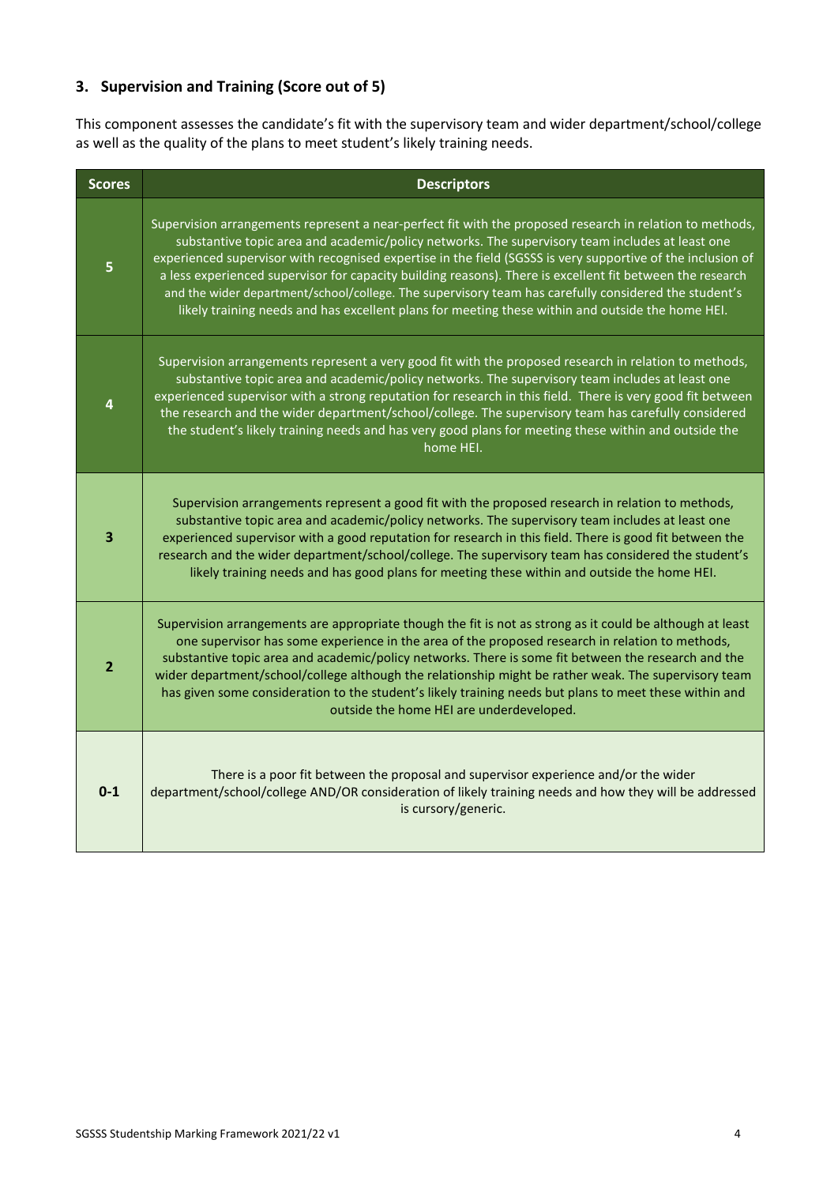### 3. Supervision and Training (Score out of 5)

This component assesses the candidate's fit with the supervisory team and wider department/school/college as well as the quality of the plans to meet student's likely training needs.

| Scores | Descriptors |
|---|---|
| 5 | Supervision arrangements represent a near-perfect fit with the proposed research in relation to methods, substantive topic area and academic/policy networks. The supervisory team includes at least one experienced supervisor with recognised expertise in the field (SGSSS is very supportive of the inclusion of a less experienced supervisor for capacity building reasons). There is excellent fit between the research and the wider department/school/college. The supervisory team has carefully considered the student's likely training needs and has excellent plans for meeting these within and outside the home HEI. |
| 4 | Supervision arrangements represent a very good fit with the proposed research in relation to methods, substantive topic area and academic/policy networks. The supervisory team includes at least one experienced supervisor with a strong reputation for research in this field. There is very good fit between the research and the wider department/school/college. The supervisory team has carefully considered the student's likely training needs and has very good plans for meeting these within and outside the home HEI. |
| 3 | Supervision arrangements represent a good fit with the proposed research in relation to methods, substantive topic area and academic/policy networks. The supervisory team includes at least one experienced supervisor with a good reputation for research in this field. There is good fit between the research and the wider department/school/college. The supervisory team has considered the student's likely training needs and has good plans for meeting these within and outside the home HEI. |
| 2 | Supervision arrangements are appropriate though the fit is not as strong as it could be although at least one supervisor has some experience in the area of the proposed research in relation to methods, substantive topic area and academic/policy networks. There is some fit between the research and the wider department/school/college although the relationship might be rather weak. The supervisory team has given some consideration to the student's likely training needs but plans to meet these within and outside the home HEI are underdeveloped. |
| 0-1 | There is a poor fit between the proposal and supervisor experience and/or the wider department/school/college AND/OR consideration of likely training needs and how they will be addressed is cursory/generic. |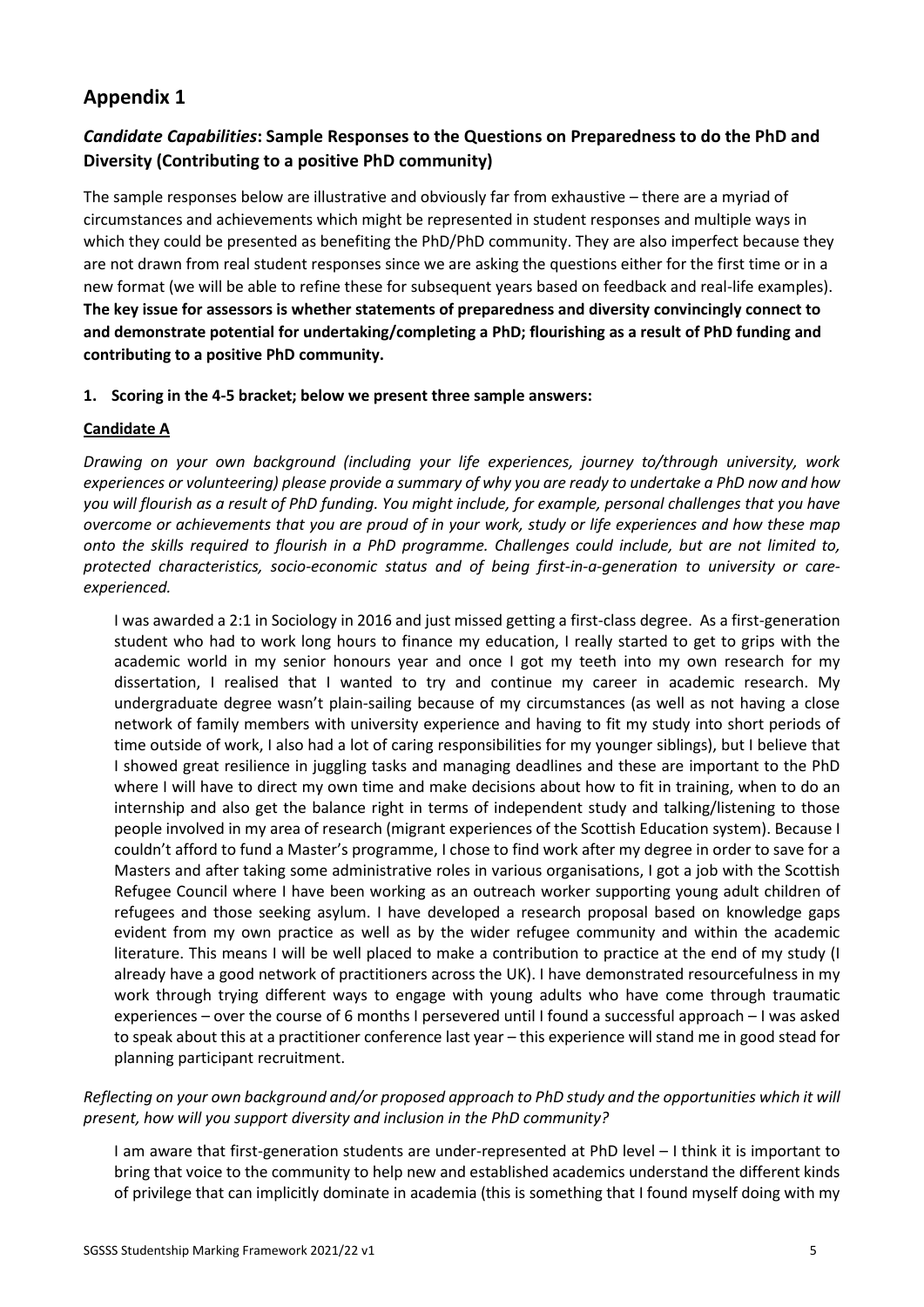# Appendix 1

### *Candidate Capabilities*: Sample Responses to the Questions on Preparedness to do the PhD and Diversity (Contributing to a positive PhD community)

The sample responses below are illustrative and obviously far from exhaustive – there are a myriad of circumstances and achievements which might be represented in student responses and multiple ways in which they could be presented as benefiting the PhD/PhD community. They are also imperfect because they are not drawn from real student responses since we are asking the questions either for the first time or in a new format (we will be able to refine these for subsequent years based on feedback and real-life examples). **The key issue for assessors is whether statements of preparedness and diversity convincingly connect to and demonstrate potential for undertaking/completing a PhD; flourishing as a result of PhD funding and contributing to a positive PhD community.**

**1. Scoring in the 4-5 bracket; below we present three sample answers:**

**Candidate A**

*Drawing on your own background (including your life experiences, journey to/through university, work experiences or volunteering) please provide a summary of why you are ready to undertake a PhD now and how you will flourish as a result of PhD funding. You might include, for example, personal challenges that you have overcome or achievements that you are proud of in your work, study or life experiences and how these map onto the skills required to flourish in a PhD programme. Challenges could include, but are not limited to, protected characteristics, socio-economic status and of being first-in-a-generation to university or care-experienced.*

> I was awarded a 2:1 in Sociology in 2016 and just missed getting a first-class degree. As a first-generation student who had to work long hours to finance my education, I really started to get to grips with the academic world in my senior honours year and once I got my teeth into my own research for my dissertation, I realised that I wanted to try and continue my career in academic research. My undergraduate degree wasn't plain-sailing because of my circumstances (as well as not having a close network of family members with university experience and having to fit my study into short periods of time outside of work, I also had a lot of caring responsibilities for my younger siblings), but I believe that I showed great resilience in juggling tasks and managing deadlines and these are important to the PhD where I will have to direct my own time and make decisions about how to fit in training, when to do an internship and also get the balance right in terms of independent study and talking/listening to those people involved in my area of research (migrant experiences of the Scottish Education system). Because I couldn't afford to fund a Master's programme, I chose to find work after my degree in order to save for a Masters and after taking some administrative roles in various organisations, I got a job with the Scottish Refugee Council where I have been working as an outreach worker supporting young adult children of refugees and those seeking asylum. I have developed a research proposal based on knowledge gaps evident from my own practice as well as by the wider refugee community and within the academic literature. This means I will be well placed to make a contribution to practice at the end of my study (I already have a good network of practitioners across the UK). I have demonstrated resourcefulness in my work through trying different ways to engage with young adults who have come through traumatic experiences – over the course of 6 months I persevered until I found a successful approach – I was asked to speak about this at a practitioner conference last year – this experience will stand me in good stead for planning participant recruitment.

*Reflecting on your own background and/or proposed approach to PhD study and the opportunities which it will present, how will you support diversity and inclusion in the PhD community?*

> I am aware that first-generation students are under-represented at PhD level – I think it is important to bring that voice to the community to help new and established academics understand the different kinds of privilege that can implicitly dominate in academia (this is something that I found myself doing with my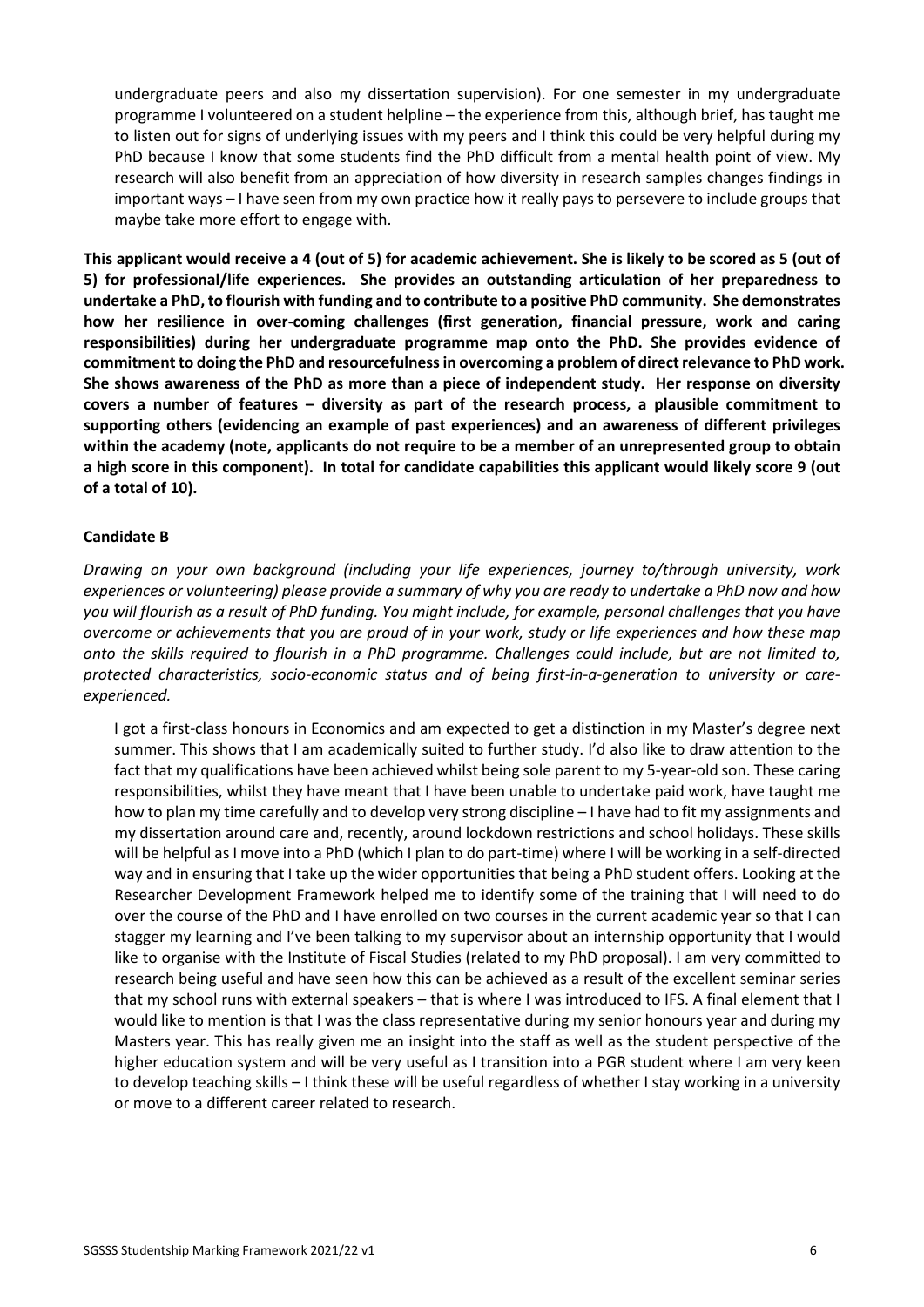undergraduate peers and also my dissertation supervision). For one semester in my undergraduate programme I volunteered on a student helpline – the experience from this, although brief, has taught me to listen out for signs of underlying issues with my peers and I think this could be very helpful during my PhD because I know that some students find the PhD difficult from a mental health point of view. My research will also benefit from an appreciation of how diversity in research samples changes findings in important ways – I have seen from my own practice how it really pays to persevere to include groups that maybe take more effort to engage with.

**This applicant would receive a 4 (out of 5) for academic achievement. She is likely to be scored as 5 (out of 5) for professional/life experiences. She provides an outstanding articulation of her preparedness to undertake a PhD, to flourish with funding and to contribute to a positive PhD community. She demonstrates how her resilience in over-coming challenges (first generation, financial pressure, work and caring responsibilities) during her undergraduate programme map onto the PhD. She provides evidence of commitment to doing the PhD and resourcefulness in overcoming a problem of direct relevance to PhD work. She shows awareness of the PhD as more than a piece of independent study. Her response on diversity covers a number of features – diversity as part of the research process, a plausible commitment to supporting others (evidencing an example of past experiences) and an awareness of different privileges within the academy (note, applicants do not require to be a member of an unrepresented group to obtain a high score in this component). In total for candidate capabilities this applicant would likely score 9 (out of a total of 10).**

**Candidate B**

*Drawing on your own background (including your life experiences, journey to/through university, work experiences or volunteering) please provide a summary of why you are ready to undertake a PhD now and how you will flourish as a result of PhD funding. You might include, for example, personal challenges that you have overcome or achievements that you are proud of in your work, study or life experiences and how these map onto the skills required to flourish in a PhD programme. Challenges could include, but are not limited to, protected characteristics, socio-economic status and of being first-in-a-generation to university or care-experienced.*

I got a first-class honours in Economics and am expected to get a distinction in my Master's degree next summer. This shows that I am academically suited to further study. I'd also like to draw attention to the fact that my qualifications have been achieved whilst being sole parent to my 5-year-old son. These caring responsibilities, whilst they have meant that I have been unable to undertake paid work, have taught me how to plan my time carefully and to develop very strong discipline – I have had to fit my assignments and my dissertation around care and, recently, around lockdown restrictions and school holidays. These skills will be helpful as I move into a PhD (which I plan to do part-time) where I will be working in a self-directed way and in ensuring that I take up the wider opportunities that being a PhD student offers. Looking at the Researcher Development Framework helped me to identify some of the training that I will need to do over the course of the PhD and I have enrolled on two courses in the current academic year so that I can stagger my learning and I've been talking to my supervisor about an internship opportunity that I would like to organise with the Institute of Fiscal Studies (related to my PhD proposal). I am very committed to research being useful and have seen how this can be achieved as a result of the excellent seminar series that my school runs with external speakers – that is where I was introduced to IFS. A final element that I would like to mention is that I was the class representative during my senior honours year and during my Masters year. This has really given me an insight into the staff as well as the student perspective of the higher education system and will be very useful as I transition into a PGR student where I am very keen to develop teaching skills – I think these will be useful regardless of whether I stay working in a university or move to a different career related to research.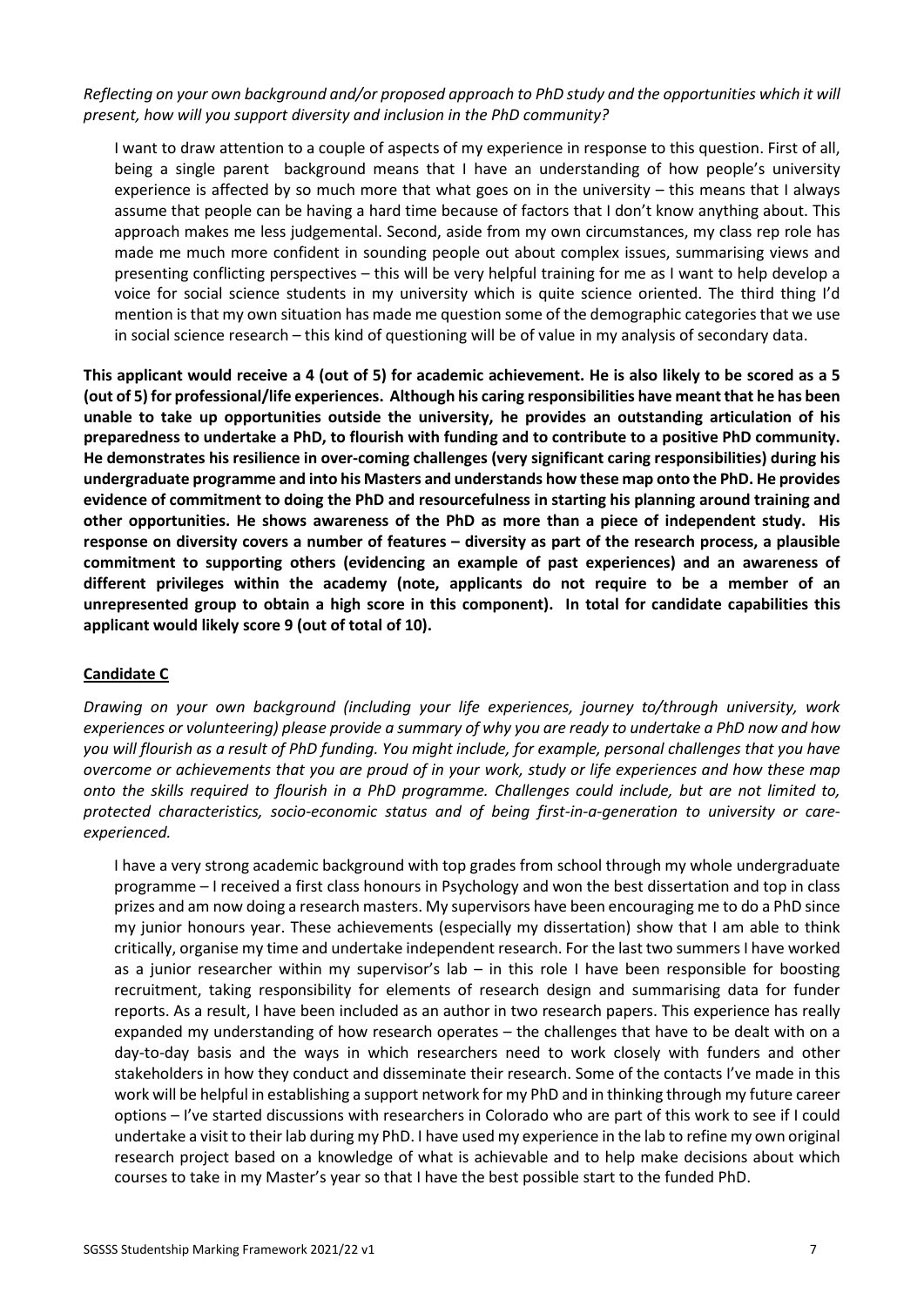*Reflecting on your own background and/or proposed approach to PhD study and the opportunities which it will present, how will you support diversity and inclusion in the PhD community?*

I want to draw attention to a couple of aspects of my experience in response to this question. First of all, being a single parent background means that I have an understanding of how people's university experience is affected by so much more that what goes on in the university – this means that I always assume that people can be having a hard time because of factors that I don't know anything about. This approach makes me less judgemental. Second, aside from my own circumstances, my class rep role has made me much more confident in sounding people out about complex issues, summarising views and presenting conflicting perspectives – this will be very helpful training for me as I want to help develop a voice for social science students in my university which is quite science oriented. The third thing I'd mention is that my own situation has made me question some of the demographic categories that we use in social science research – this kind of questioning will be of value in my analysis of secondary data.

**This applicant would receive a 4 (out of 5) for academic achievement. He is also likely to be scored as a 5 (out of 5) for professional/life experiences. Although his caring responsibilities have meant that he has been unable to take up opportunities outside the university, he provides an outstanding articulation of his preparedness to undertake a PhD, to flourish with funding and to contribute to a positive PhD community. He demonstrates his resilience in over-coming challenges (very significant caring responsibilities) during his undergraduate programme and into his Masters and understands how these map onto the PhD. He provides evidence of commitment to doing the PhD and resourcefulness in starting his planning around training and other opportunities. He shows awareness of the PhD as more than a piece of independent study. His response on diversity covers a number of features – diversity as part of the research process, a plausible commitment to supporting others (evidencing an example of past experiences) and an awareness of different privileges within the academy (note, applicants do not require to be a member of an unrepresented group to obtain a high score in this component). In total for candidate capabilities this applicant would likely score 9 (out of total of 10).**

## Candidate C

*Drawing on your own background (including your life experiences, journey to/through university, work experiences or volunteering) please provide a summary of why you are ready to undertake a PhD now and how you will flourish as a result of PhD funding. You might include, for example, personal challenges that you have overcome or achievements that you are proud of in your work, study or life experiences and how these map onto the skills required to flourish in a PhD programme. Challenges could include, but are not limited to, protected characteristics, socio-economic status and of being first-in-a-generation to university or care-experienced.*

I have a very strong academic background with top grades from school through my whole undergraduate programme – I received a first class honours in Psychology and won the best dissertation and top in class prizes and am now doing a research masters. My supervisors have been encouraging me to do a PhD since my junior honours year. These achievements (especially my dissertation) show that I am able to think critically, organise my time and undertake independent research. For the last two summers I have worked as a junior researcher within my supervisor's lab – in this role I have been responsible for boosting recruitment, taking responsibility for elements of research design and summarising data for funder reports. As a result, I have been included as an author in two research papers. This experience has really expanded my understanding of how research operates – the challenges that have to be dealt with on a day-to-day basis and the ways in which researchers need to work closely with funders and other stakeholders in how they conduct and disseminate their research. Some of the contacts I've made in this work will be helpful in establishing a support network for my PhD and in thinking through my future career options – I've started discussions with researchers in Colorado who are part of this work to see if I could undertake a visit to their lab during my PhD. I have used my experience in the lab to refine my own original research project based on a knowledge of what is achievable and to help make decisions about which courses to take in my Master's year so that I have the best possible start to the funded PhD.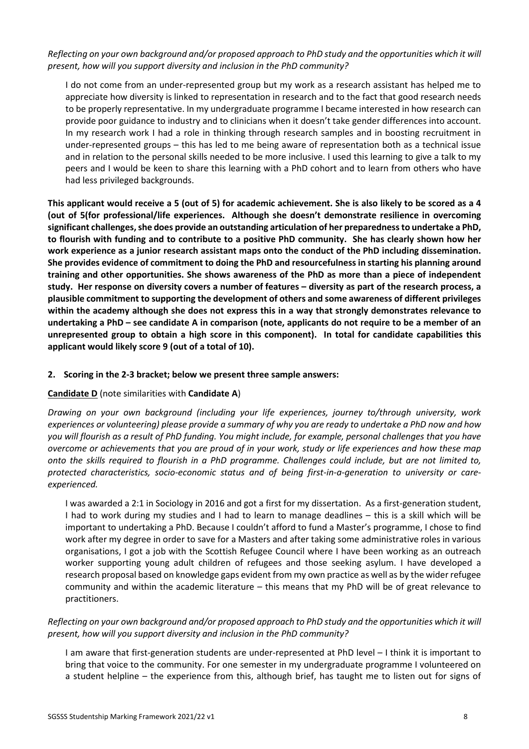*Reflecting on your own background and/or proposed approach to PhD study and the opportunities which it will present, how will you support diversity and inclusion in the PhD community?*

> I do not come from an under-represented group but my work as a research assistant has helped me to appreciate how diversity is linked to representation in research and to the fact that good research needs to be properly representative. In my undergraduate programme I became interested in how research can provide poor guidance to industry and to clinicians when it doesn't take gender differences into account. In my research work I had a role in thinking through research samples and in boosting recruitment in under-represented groups – this has led to me being aware of representation both as a technical issue and in relation to the personal skills needed to be more inclusive. I used this learning to give a talk to my peers and I would be keen to share this learning with a PhD cohort and to learn from others who have had less privileged backgrounds.

**This applicant would receive a 5 (out of 5) for academic achievement. She is also likely to be scored as a 4 (out of 5(for professional/life experiences. Although she doesn't demonstrate resilience in overcoming significant challenges, she does provide an outstanding articulation of her preparedness to undertake a PhD, to flourish with funding and to contribute to a positive PhD community. She has clearly shown how her work experience as a junior research assistant maps onto the conduct of the PhD including dissemination. She provides evidence of commitment to doing the PhD and resourcefulness in starting his planning around training and other opportunities. She shows awareness of the PhD as more than a piece of independent study. Her response on diversity covers a number of features – diversity as part of the research process, a plausible commitment to supporting the development of others and some awareness of different privileges within the academy although she does not express this in a way that strongly demonstrates relevance to undertaking a PhD – see candidate A in comparison (note, applicants do not require to be a member of an unrepresented group to obtain a high score in this component). In total for candidate capabilities this applicant would likely score 9 (out of a total of 10).**

2. **Scoring in the 2-3 bracket; below we present three sample answers:**

**Candidate D** (note similarities with **Candidate A**)

*Drawing on your own background (including your life experiences, journey to/through university, work experiences or volunteering) please provide a summary of why you are ready to undertake a PhD now and how you will flourish as a result of PhD funding. You might include, for example, personal challenges that you have overcome or achievements that you are proud of in your work, study or life experiences and how these map onto the skills required to flourish in a PhD programme. Challenges could include, but are not limited to, protected characteristics, socio-economic status and of being first-in-a-generation to university or care-experienced.*

> I was awarded a 2:1 in Sociology in 2016 and got a first for my dissertation. As a first-generation student, I had to work during my studies and I had to learn to manage deadlines – this is a skill which will be important to undertaking a PhD. Because I couldn't afford to fund a Master's programme, I chose to find work after my degree in order to save for a Masters and after taking some administrative roles in various organisations, I got a job with the Scottish Refugee Council where I have been working as an outreach worker supporting young adult children of refugees and those seeking asylum. I have developed a research proposal based on knowledge gaps evident from my own practice as well as by the wider refugee community and within the academic literature – this means that my PhD will be of great relevance to practitioners.

*Reflecting on your own background and/or proposed approach to PhD study and the opportunities which it will present, how will you support diversity and inclusion in the PhD community?*

> I am aware that first-generation students are under-represented at PhD level – I think it is important to bring that voice to the community. For one semester in my undergraduate programme I volunteered on a student helpline – the experience from this, although brief, has taught me to listen out for signs of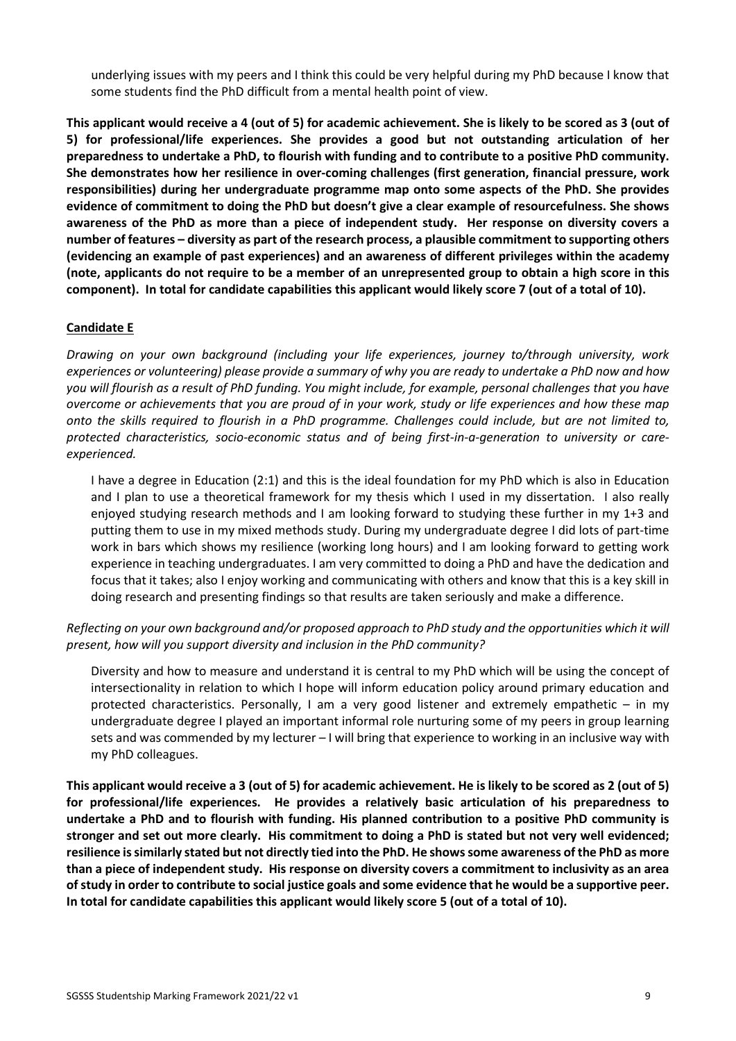underlying issues with my peers and I think this could be very helpful during my PhD because I know that some students find the PhD difficult from a mental health point of view.

**This applicant would receive a 4 (out of 5) for academic achievement. She is likely to be scored as 3 (out of 5) for professional/life experiences. She provides a good but not outstanding articulation of her preparedness to undertake a PhD, to flourish with funding and to contribute to a positive PhD community. She demonstrates how her resilience in over-coming challenges (first generation, financial pressure, work responsibilities) during her undergraduate programme map onto some aspects of the PhD. She provides evidence of commitment to doing the PhD but doesn't give a clear example of resourcefulness. She shows awareness of the PhD as more than a piece of independent study. Her response on diversity covers a number of features – diversity as part of the research process, a plausible commitment to supporting others (evidencing an example of past experiences) and an awareness of different privileges within the academy (note, applicants do not require to be a member of an unrepresented group to obtain a high score in this component). In total for candidate capabilities this applicant would likely score 7 (out of a total of 10).**

## Candidate E

*Drawing on your own background (including your life experiences, journey to/through university, work experiences or volunteering) please provide a summary of why you are ready to undertake a PhD now and how you will flourish as a result of PhD funding. You might include, for example, personal challenges that you have overcome or achievements that you are proud of in your work, study or life experiences and how these map onto the skills required to flourish in a PhD programme. Challenges could include, but are not limited to, protected characteristics, socio-economic status and of being first-in-a-generation to university or care-experienced.*

> I have a degree in Education (2:1) and this is the ideal foundation for my PhD which is also in Education and I plan to use a theoretical framework for my thesis which I used in my dissertation. I also really enjoyed studying research methods and I am looking forward to studying these further in my 1+3 and putting them to use in my mixed methods study. During my undergraduate degree I did lots of part-time work in bars which shows my resilience (working long hours) and I am looking forward to getting work experience in teaching undergraduates. I am very committed to doing a PhD and have the dedication and focus that it takes; also I enjoy working and communicating with others and know that this is a key skill in doing research and presenting findings so that results are taken seriously and make a difference.

*Reflecting on your own background and/or proposed approach to PhD study and the opportunities which it will present, how will you support diversity and inclusion in the PhD community?*

> Diversity and how to measure and understand it is central to my PhD which will be using the concept of intersectionality in relation to which I hope will inform education policy around primary education and protected characteristics. Personally, I am a very good listener and extremely empathetic – in my undergraduate degree I played an important informal role nurturing some of my peers in group learning sets and was commended by my lecturer – I will bring that experience to working in an inclusive way with my PhD colleagues.

**This applicant would receive a 3 (out of 5) for academic achievement. He is likely to be scored as 2 (out of 5) for professional/life experiences. He provides a relatively basic articulation of his preparedness to undertake a PhD and to flourish with funding. His planned contribution to a positive PhD community is stronger and set out more clearly. His commitment to doing a PhD is stated but not very well evidenced; resilience is similarly stated but not directly tied into the PhD. He shows some awareness of the PhD as more than a piece of independent study. His response on diversity covers a commitment to inclusivity as an area of study in order to contribute to social justice goals and some evidence that he would be a supportive peer. In total for candidate capabilities this applicant would likely score 5 (out of a total of 10).**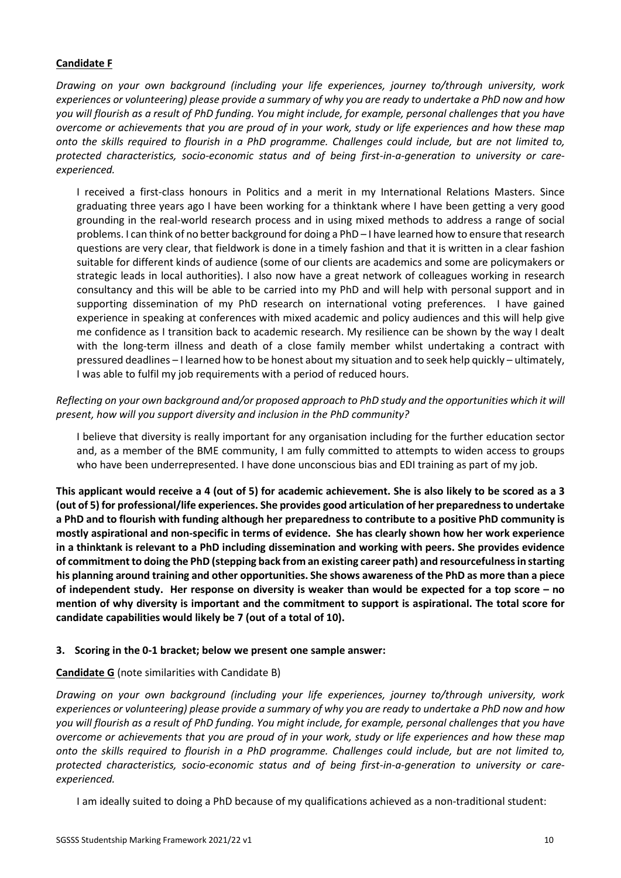**Candidate F**

*Drawing on your own background (including your life experiences, journey to/through university, work experiences or volunteering) please provide a summary of why you are ready to undertake a PhD now and how you will flourish as a result of PhD funding. You might include, for example, personal challenges that you have overcome or achievements that you are proud of in your work, study or life experiences and how these map onto the skills required to flourish in a PhD programme. Challenges could include, but are not limited to, protected characteristics, socio-economic status and of being first-in-a-generation to university or care-experienced.*

> I received a first-class honours in Politics and a merit in my International Relations Masters. Since graduating three years ago I have been working for a thinktank where I have been getting a very good grounding in the real-world research process and in using mixed methods to address a range of social problems. I can think of no better background for doing a PhD – I have learned how to ensure that research questions are very clear, that fieldwork is done in a timely fashion and that it is written in a clear fashion suitable for different kinds of audience (some of our clients are academics and some are policymakers or strategic leads in local authorities). I also now have a great network of colleagues working in research consultancy and this will be able to be carried into my PhD and will help with personal support and in supporting dissemination of my PhD research on international voting preferences. I have gained experience in speaking at conferences with mixed academic and policy audiences and this will help give me confidence as I transition back to academic research. My resilience can be shown by the way I dealt with the long-term illness and death of a close family member whilst undertaking a contract with pressured deadlines – I learned how to be honest about my situation and to seek help quickly – ultimately, I was able to fulfil my job requirements with a period of reduced hours.

*Reflecting on your own background and/or proposed approach to PhD study and the opportunities which it will present, how will you support diversity and inclusion in the PhD community?*

> I believe that diversity is really important for any organisation including for the further education sector and, as a member of the BME community, I am fully committed to attempts to widen access to groups who have been underrepresented. I have done unconscious bias and EDI training as part of my job.

**This applicant would receive a 4 (out of 5) for academic achievement. She is also likely to be scored as a 3 (out of 5) for professional/life experiences. She provides good articulation of her preparedness to undertake a PhD and to flourish with funding although her preparedness to contribute to a positive PhD community is mostly aspirational and non-specific in terms of evidence. She has clearly shown how her work experience in a thinktank is relevant to a PhD including dissemination and working with peers. She provides evidence of commitment to doing the PhD (stepping back from an existing career path) and resourcefulness in starting his planning around training and other opportunities. She shows awareness of the PhD as more than a piece of independent study. Her response on diversity is weaker than would be expected for a top score – no mention of why diversity is important and the commitment to support is aspirational. The total score for candidate capabilities would likely be 7 (out of a total of 10).**

**3. Scoring in the 0-1 bracket; below we present one sample answer:**

**Candidate G** (note similarities with Candidate B)

*Drawing on your own background (including your life experiences, journey to/through university, work experiences or volunteering) please provide a summary of why you are ready to undertake a PhD now and how you will flourish as a result of PhD funding. You might include, for example, personal challenges that you have overcome or achievements that you are proud of in your work, study or life experiences and how these map onto the skills required to flourish in a PhD programme. Challenges could include, but are not limited to, protected characteristics, socio-economic status and of being first-in-a-generation to university or care-experienced.*

> I am ideally suited to doing a PhD because of my qualifications achieved as a non-traditional student: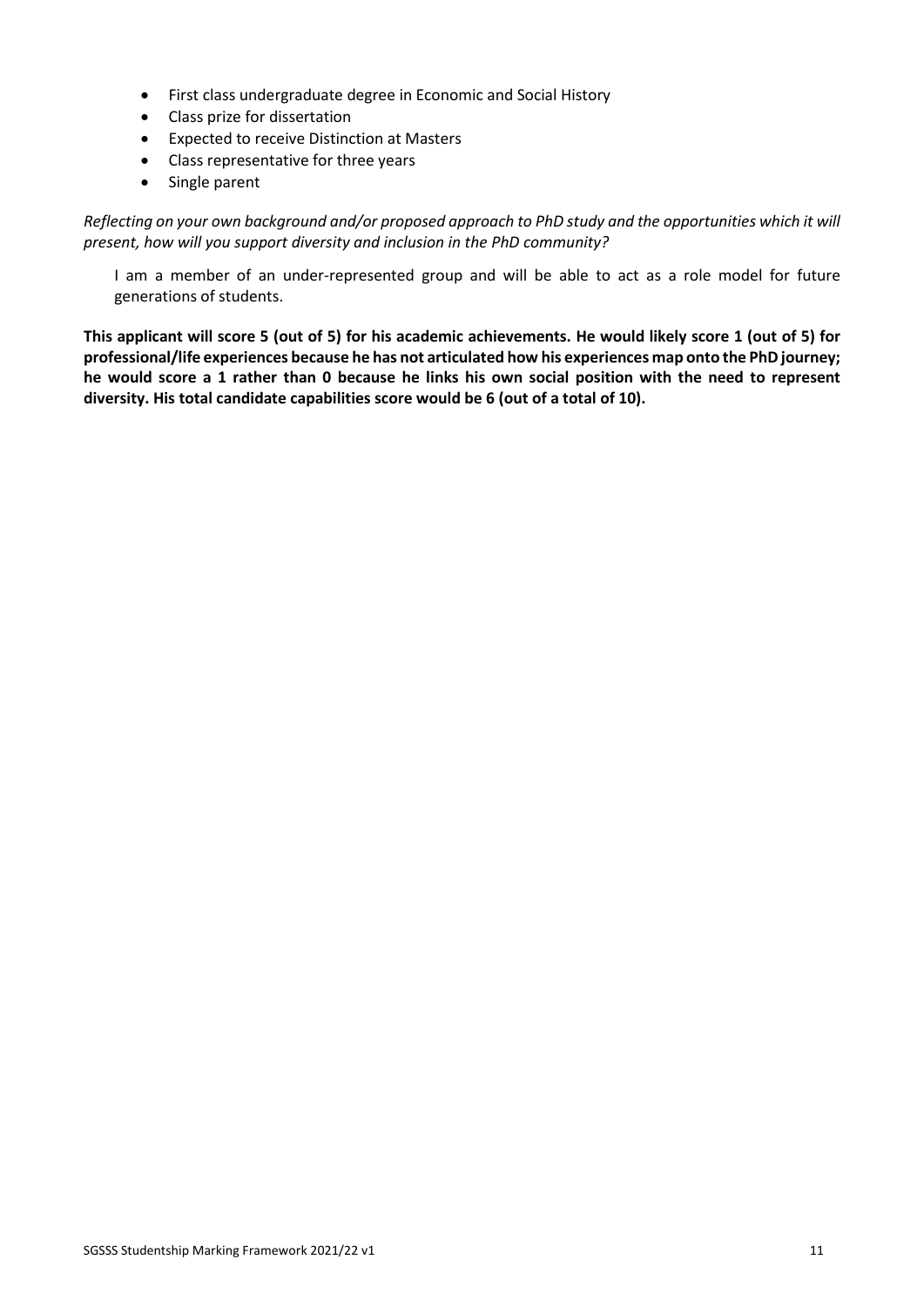- First class undergraduate degree in Economic and Social History
- Class prize for dissertation
- Expected to receive Distinction at Masters
- Class representative for three years
- Single parent

*Reflecting on your own background and/or proposed approach to PhD study and the opportunities which it will present, how will you support diversity and inclusion in the PhD community?*

I am a member of an under-represented group and will be able to act as a role model for future generations of students.

**This applicant will score 5 (out of 5) for his academic achievements. He would likely score 1 (out of 5) for professional/life experiences because he has not articulated how his experiences map onto the PhD journey; he would score a 1 rather than 0 because he links his own social position with the need to represent diversity. His total candidate capabilities score would be 6 (out of a total of 10).**